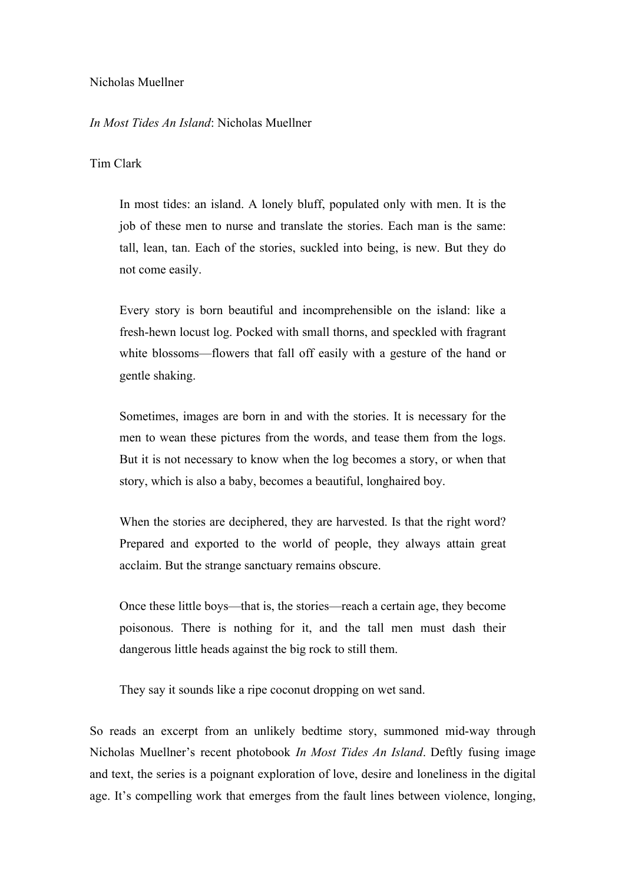Nicholas Muellner

*In Most Tides An Island*: Nicholas Muellner

Tim Clark

> In most tides: an island. A lonely bluff, populated only with men. It is the job of these men to nurse and translate the stories. Each man is the same: tall, lean, tan. Each of the stories, suckled into being, is new. But they do not come easily.
>
> Every story is born beautiful and incomprehensible on the island: like a fresh-hewn locust log. Pocked with small thorns, and speckled with fragrant white blossoms—flowers that fall off easily with a gesture of the hand or gentle shaking.
>
> Sometimes, images are born in and with the stories. It is necessary for the men to wean these pictures from the words, and tease them from the logs. But it is not necessary to know when the log becomes a story, or when that story, which is also a baby, becomes a beautiful, longhaired boy.
>
> When the stories are deciphered, they are harvested. Is that the right word? Prepared and exported to the world of people, they always attain great acclaim. But the strange sanctuary remains obscure.
>
> Once these little boys—that is, the stories—reach a certain age, they become poisonous. There is nothing for it, and the tall men must dash their dangerous little heads against the big rock to still them.
>
> They say it sounds like a ripe coconut dropping on wet sand.

So reads an excerpt from an unlikely bedtime story, summoned mid-way through Nicholas Muellner's recent photobook *In Most Tides An Island*. Deftly fusing image and text, the series is a poignant exploration of love, desire and loneliness in the digital age. It's compelling work that emerges from the fault lines between violence, longing,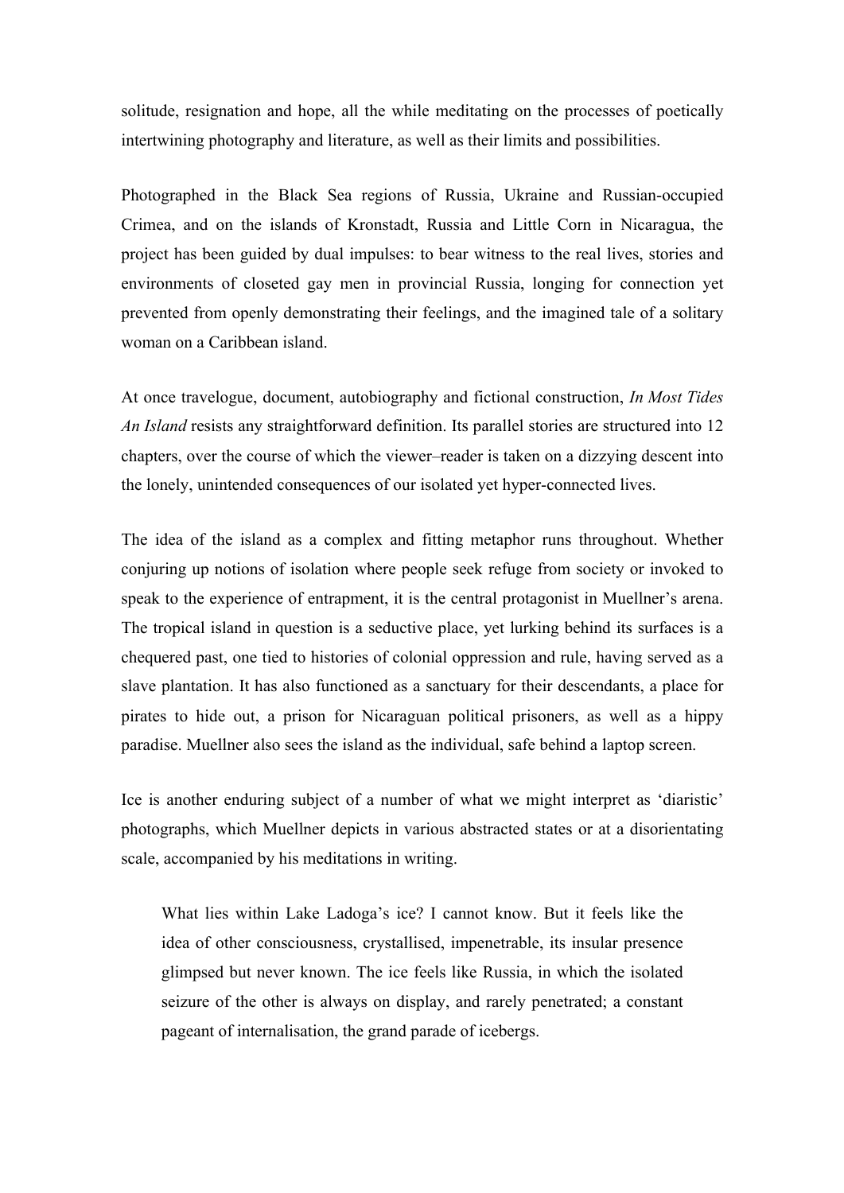solitude, resignation and hope, all the while meditating on the processes of poetically intertwining photography and literature, as well as their limits and possibilities.

Photographed in the Black Sea regions of Russia, Ukraine and Russian-occupied Crimea, and on the islands of Kronstadt, Russia and Little Corn in Nicaragua, the project has been guided by dual impulses: to bear witness to the real lives, stories and environments of closeted gay men in provincial Russia, longing for connection yet prevented from openly demonstrating their feelings, and the imagined tale of a solitary woman on a Caribbean island.

At once travelogue, document, autobiography and fictional construction, *In Most Tides An Island* resists any straightforward definition. Its parallel stories are structured into 12 chapters, over the course of which the viewer–reader is taken on a dizzying descent into the lonely, unintended consequences of our isolated yet hyper-connected lives.

The idea of the island as a complex and fitting metaphor runs throughout. Whether conjuring up notions of isolation where people seek refuge from society or invoked to speak to the experience of entrapment, it is the central protagonist in Muellner's arena. The tropical island in question is a seductive place, yet lurking behind its surfaces is a chequered past, one tied to histories of colonial oppression and rule, having served as a slave plantation. It has also functioned as a sanctuary for their descendants, a place for pirates to hide out, a prison for Nicaraguan political prisoners, as well as a hippy paradise. Muellner also sees the island as the individual, safe behind a laptop screen.

Ice is another enduring subject of a number of what we might interpret as 'diaristic' photographs, which Muellner depicts in various abstracted states or at a disorientating scale, accompanied by his meditations in writing.

> What lies within Lake Ladoga's ice? I cannot know. But it feels like the idea of other consciousness, crystallised, impenetrable, its insular presence glimpsed but never known. The ice feels like Russia, in which the isolated seizure of the other is always on display, and rarely penetrated; a constant pageant of internalisation, the grand parade of icebergs.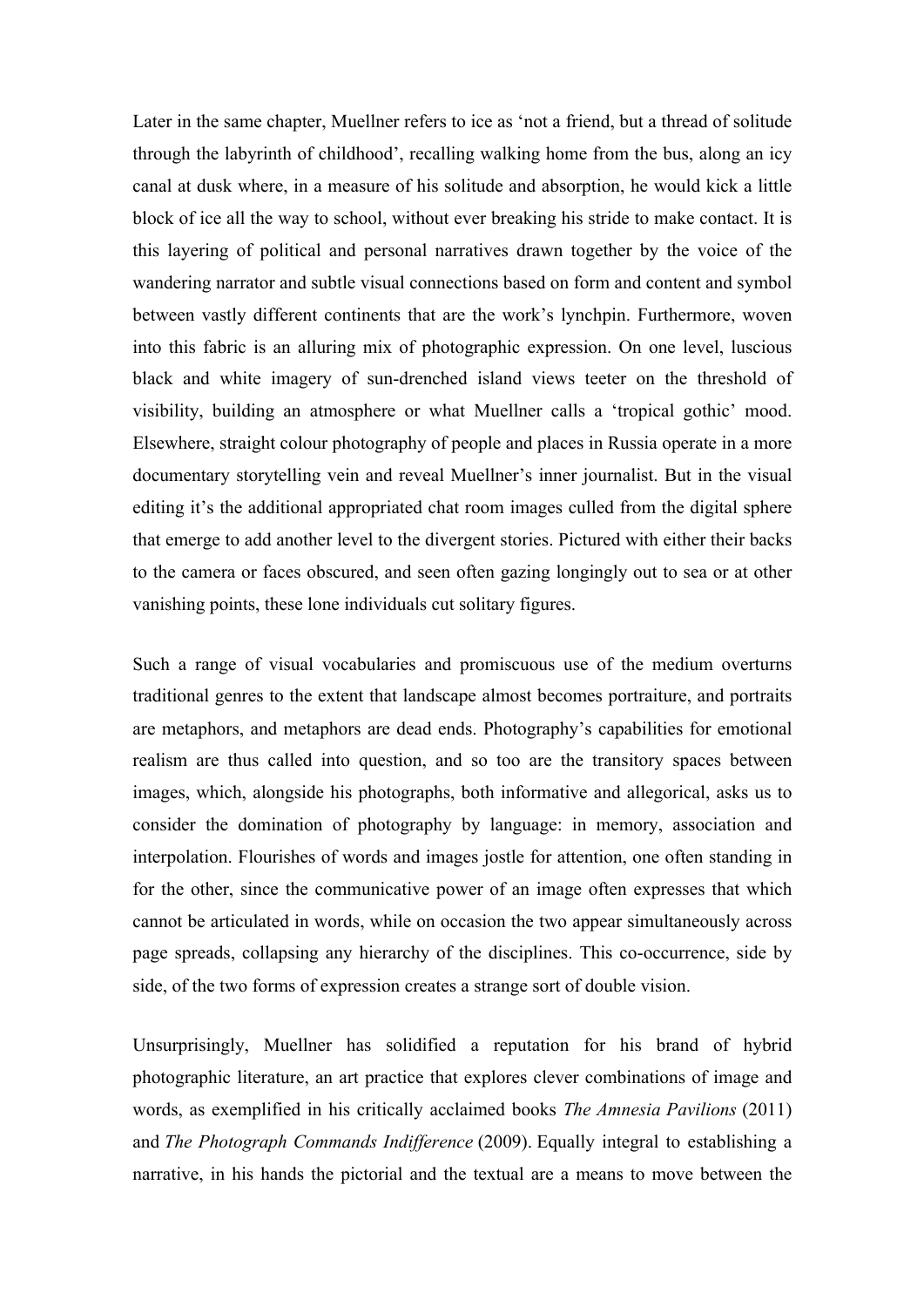Later in the same chapter, Muellner refers to ice as 'not a friend, but a thread of solitude through the labyrinth of childhood', recalling walking home from the bus, along an icy canal at dusk where, in a measure of his solitude and absorption, he would kick a little block of ice all the way to school, without ever breaking his stride to make contact. It is this layering of political and personal narratives drawn together by the voice of the wandering narrator and subtle visual connections based on form and content and symbol between vastly different continents that are the work's lynchpin. Furthermore, woven into this fabric is an alluring mix of photographic expression. On one level, luscious black and white imagery of sun-drenched island views teeter on the threshold of visibility, building an atmosphere or what Muellner calls a 'tropical gothic' mood. Elsewhere, straight colour photography of people and places in Russia operate in a more documentary storytelling vein and reveal Muellner's inner journalist. But in the visual editing it's the additional appropriated chat room images culled from the digital sphere that emerge to add another level to the divergent stories. Pictured with either their backs to the camera or faces obscured, and seen often gazing longingly out to sea or at other vanishing points, these lone individuals cut solitary figures.

Such a range of visual vocabularies and promiscuous use of the medium overturns traditional genres to the extent that landscape almost becomes portraiture, and portraits are metaphors, and metaphors are dead ends. Photography's capabilities for emotional realism are thus called into question, and so too are the transitory spaces between images, which, alongside his photographs, both informative and allegorical, asks us to consider the domination of photography by language: in memory, association and interpolation. Flourishes of words and images jostle for attention, one often standing in for the other, since the communicative power of an image often expresses that which cannot be articulated in words, while on occasion the two appear simultaneously across page spreads, collapsing any hierarchy of the disciplines. This co-occurrence, side by side, of the two forms of expression creates a strange sort of double vision.

Unsurprisingly, Muellner has solidified a reputation for his brand of hybrid photographic literature, an art practice that explores clever combinations of image and words, as exemplified in his critically acclaimed books *The Amnesia Pavilions* (2011) and *The Photograph Commands Indifference* (2009). Equally integral to establishing a narrative, in his hands the pictorial and the textual are a means to move between the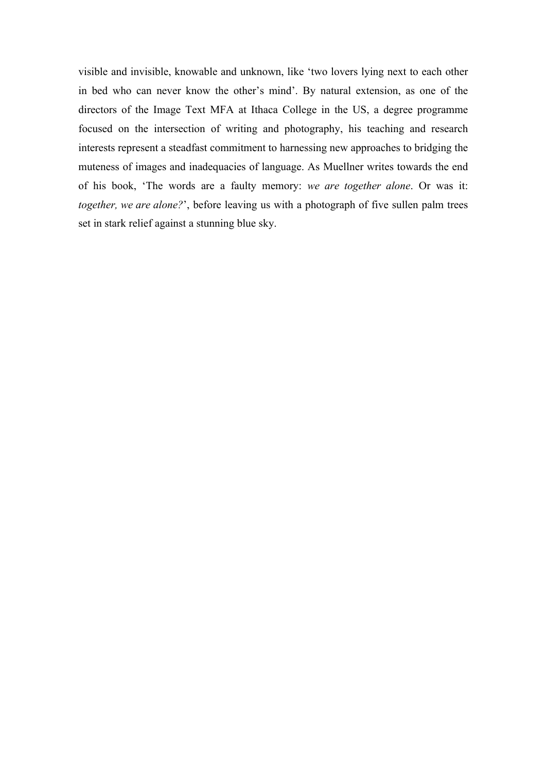visible and invisible, knowable and unknown, like ‘two lovers lying next to each other in bed who can never know the other’s mind’. By natural extension, as one of the directors of the Image Text MFA at Ithaca College in the US, a degree programme focused on the intersection of writing and photography, his teaching and research interests represent a steadfast commitment to harnessing new approaches to bridging the muteness of images and inadequacies of language. As Muellner writes towards the end of his book, ‘The words are a faulty memory: *we are together alone*. Or was it: *together, we are alone?*’, before leaving us with a photograph of five sullen palm trees set in stark relief against a stunning blue sky.